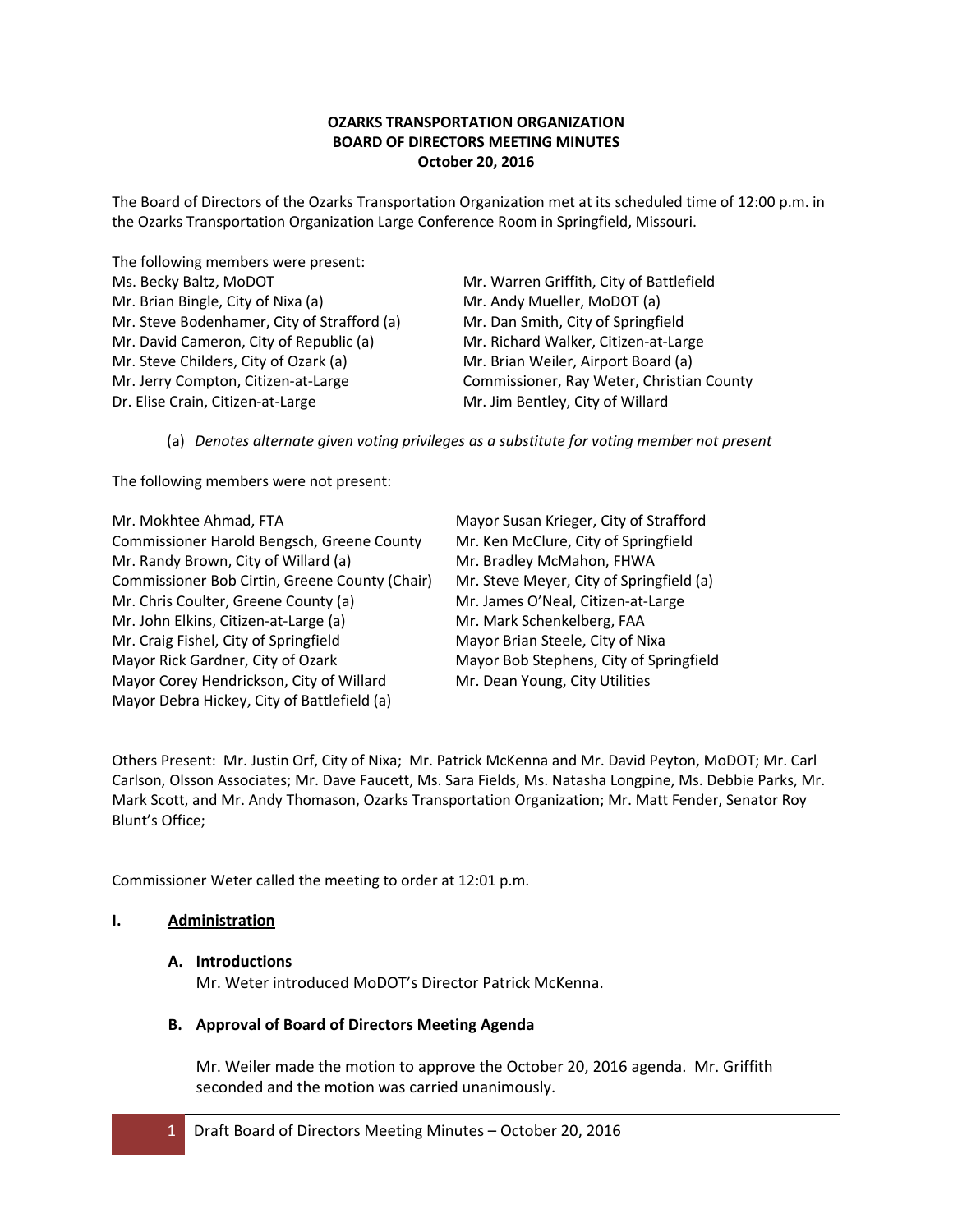**OZARKS TRANSPORTATION ORGANIZATION**
**BOARD OF DIRECTORS MEETING MINUTES**
**October 20, 2016**

The Board of Directors of the Ozarks Transportation Organization met at its scheduled time of 12:00 p.m. in the Ozarks Transportation Organization Large Conference Room in Springfield, Missouri.

The following members were present:

Ms. Becky Baltz, MoDOT
Mr. Brian Bingle, City of Nixa (a)
Mr. Steve Bodenhamer, City of Strafford (a)
Mr. David Cameron, City of Republic (a)
Mr. Steve Childers, City of Ozark (a)
Mr. Jerry Compton, Citizen-at-Large
Dr. Elise Crain, Citizen-at-Large
Mr. Warren Griffith, City of Battlefield
Mr. Andy Mueller, MoDOT (a)
Mr. Dan Smith, City of Springfield
Mr. Richard Walker, Citizen-at-Large
Mr. Brian Weiler, Airport Board (a)
Commissioner, Ray Weter, Christian County
Mr. Jim Bentley, City of Willard

(a) *Denotes alternate given voting privileges as a substitute for voting member not present*

The following members were not present:

Mr. Mokhtee Ahmad, FTA
Commissioner Harold Bengsch, Greene County
Mr. Randy Brown, City of Willard (a)
Commissioner Bob Cirtin, Greene County (Chair)
Mr. Chris Coulter, Greene County (a)
Mr. John Elkins, Citizen-at-Large (a)
Mr. Craig Fishel, City of Springfield
Mayor Rick Gardner, City of Ozark
Mayor Corey Hendrickson, City of Willard
Mayor Debra Hickey, City of Battlefield (a)
Mayor Susan Krieger, City of Strafford
Mr. Ken McClure, City of Springfield
Mr. Bradley McMahon, FHWA
Mr. Steve Meyer, City of Springfield (a)
Mr. James O'Neal, Citizen-at-Large
Mr. Mark Schenkelberg, FAA
Mayor Brian Steele, City of Nixa
Mayor Bob Stephens, City of Springfield
Mr. Dean Young, City Utilities

Others Present: Mr. Justin Orf, City of Nixa; Mr. Patrick McKenna and Mr. David Peyton, MoDOT; Mr. Carl Carlson, Olsson Associates; Mr. Dave Faucett, Ms. Sara Fields, Ms. Natasha Longpine, Ms. Debbie Parks, Mr. Mark Scott, and Mr. Andy Thomason, Ozarks Transportation Organization; Mr. Matt Fender, Senator Roy Blunt's Office;

Commissioner Weter called the meeting to order at 12:01 p.m.

## I. Administration

### A. Introductions

Mr. Weter introduced MoDOT's Director Patrick McKenna.

### B. Approval of Board of Directors Meeting Agenda

Mr. Weiler made the motion to approve the October 20, 2016 agenda. Mr. Griffith seconded and the motion was carried unanimously.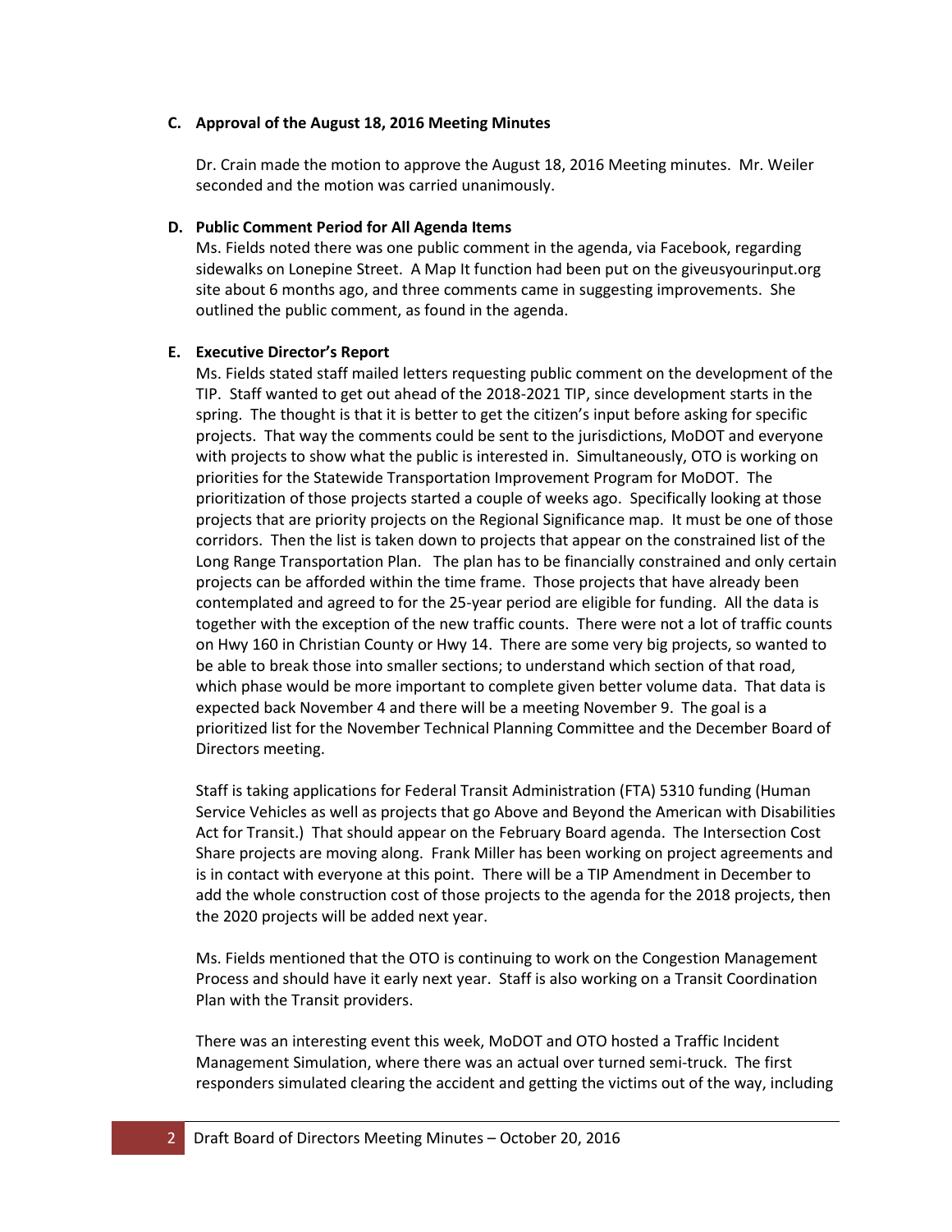### C. Approval of the August 18, 2016 Meeting Minutes

Dr. Crain made the motion to approve the August 18, 2016 Meeting minutes. Mr. Weiler seconded and the motion was carried unanimously.

### D. Public Comment Period for All Agenda Items

Ms. Fields noted there was one public comment in the agenda, via Facebook, regarding sidewalks on Lonepine Street. A Map It function had been put on the giveusyourinput.org site about 6 months ago, and three comments came in suggesting improvements. She outlined the public comment, as found in the agenda.

### E. Executive Director's Report

Ms. Fields stated staff mailed letters requesting public comment on the development of the TIP. Staff wanted to get out ahead of the 2018-2021 TIP, since development starts in the spring. The thought is that it is better to get the citizen's input before asking for specific projects. That way the comments could be sent to the jurisdictions, MoDOT and everyone with projects to show what the public is interested in. Simultaneously, OTO is working on priorities for the Statewide Transportation Improvement Program for MoDOT. The prioritization of those projects started a couple of weeks ago. Specifically looking at those projects that are priority projects on the Regional Significance map. It must be one of those corridors. Then the list is taken down to projects that appear on the constrained list of the Long Range Transportation Plan. The plan has to be financially constrained and only certain projects can be afforded within the time frame. Those projects that have already been contemplated and agreed to for the 25-year period are eligible for funding. All the data is together with the exception of the new traffic counts. There were not a lot of traffic counts on Hwy 160 in Christian County or Hwy 14. There are some very big projects, so wanted to be able to break those into smaller sections; to understand which section of that road, which phase would be more important to complete given better volume data. That data is expected back November 4 and there will be a meeting November 9. The goal is a prioritized list for the November Technical Planning Committee and the December Board of Directors meeting.

Staff is taking applications for Federal Transit Administration (FTA) 5310 funding (Human Service Vehicles as well as projects that go Above and Beyond the American with Disabilities Act for Transit.) That should appear on the February Board agenda. The Intersection Cost Share projects are moving along. Frank Miller has been working on project agreements and is in contact with everyone at this point. There will be a TIP Amendment in December to add the whole construction cost of those projects to the agenda for the 2018 projects, then the 2020 projects will be added next year.

Ms. Fields mentioned that the OTO is continuing to work on the Congestion Management Process and should have it early next year. Staff is also working on a Transit Coordination Plan with the Transit providers.

There was an interesting event this week, MoDOT and OTO hosted a Traffic Incident Management Simulation, where there was an actual over turned semi-truck. The first responders simulated clearing the accident and getting the victims out of the way, including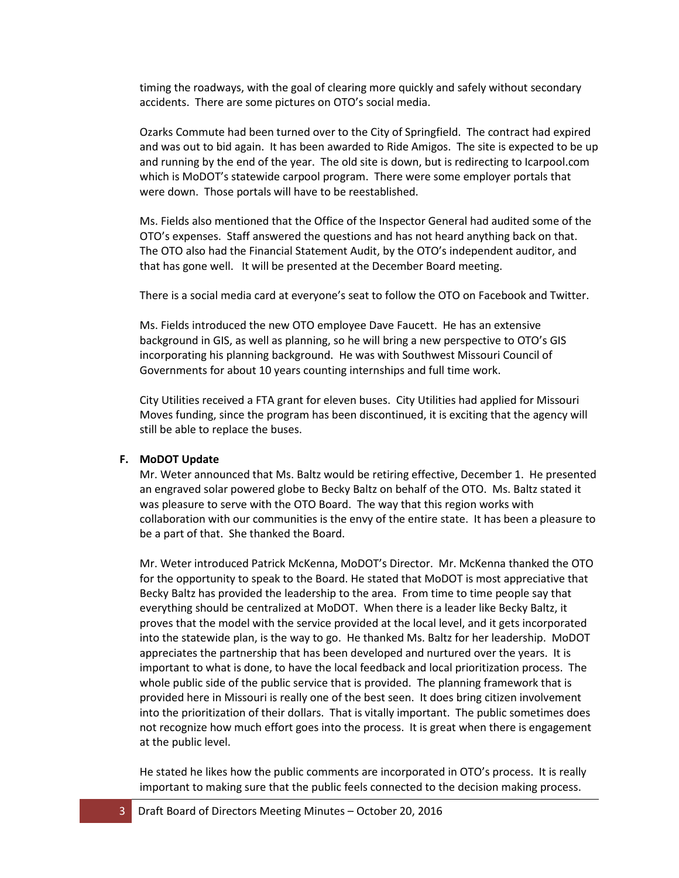timing the roadways, with the goal of clearing more quickly and safely without secondary accidents. There are some pictures on OTO's social media.

Ozarks Commute had been turned over to the City of Springfield. The contract had expired and was out to bid again. It has been awarded to Ride Amigos. The site is expected to be up and running by the end of the year. The old site is down, but is redirecting to Icarpool.com which is MoDOT's statewide carpool program. There were some employer portals that were down. Those portals will have to be reestablished.

Ms. Fields also mentioned that the Office of the Inspector General had audited some of the OTO's expenses. Staff answered the questions and has not heard anything back on that. The OTO also had the Financial Statement Audit, by the OTO's independent auditor, and that has gone well. It will be presented at the December Board meeting.

There is a social media card at everyone's seat to follow the OTO on Facebook and Twitter.

Ms. Fields introduced the new OTO employee Dave Faucett. He has an extensive background in GIS, as well as planning, so he will bring a new perspective to OTO's GIS incorporating his planning background. He was with Southwest Missouri Council of Governments for about 10 years counting internships and full time work.

City Utilities received a FTA grant for eleven buses. City Utilities had applied for Missouri Moves funding, since the program has been discontinued, it is exciting that the agency will still be able to replace the buses.

**F. MoDOT Update**

Mr. Weter announced that Ms. Baltz would be retiring effective, December 1. He presented an engraved solar powered globe to Becky Baltz on behalf of the OTO. Ms. Baltz stated it was pleasure to serve with the OTO Board. The way that this region works with collaboration with our communities is the envy of the entire state. It has been a pleasure to be a part of that. She thanked the Board.

Mr. Weter introduced Patrick McKenna, MoDOT's Director. Mr. McKenna thanked the OTO for the opportunity to speak to the Board. He stated that MoDOT is most appreciative that Becky Baltz has provided the leadership to the area. From time to time people say that everything should be centralized at MoDOT. When there is a leader like Becky Baltz, it proves that the model with the service provided at the local level, and it gets incorporated into the statewide plan, is the way to go. He thanked Ms. Baltz for her leadership. MoDOT appreciates the partnership that has been developed and nurtured over the years. It is important to what is done, to have the local feedback and local prioritization process. The whole public side of the public service that is provided. The planning framework that is provided here in Missouri is really one of the best seen. It does bring citizen involvement into the prioritization of their dollars. That is vitally important. The public sometimes does not recognize how much effort goes into the process. It is great when there is engagement at the public level.

He stated he likes how the public comments are incorporated in OTO's process. It is really important to making sure that the public feels connected to the decision making process.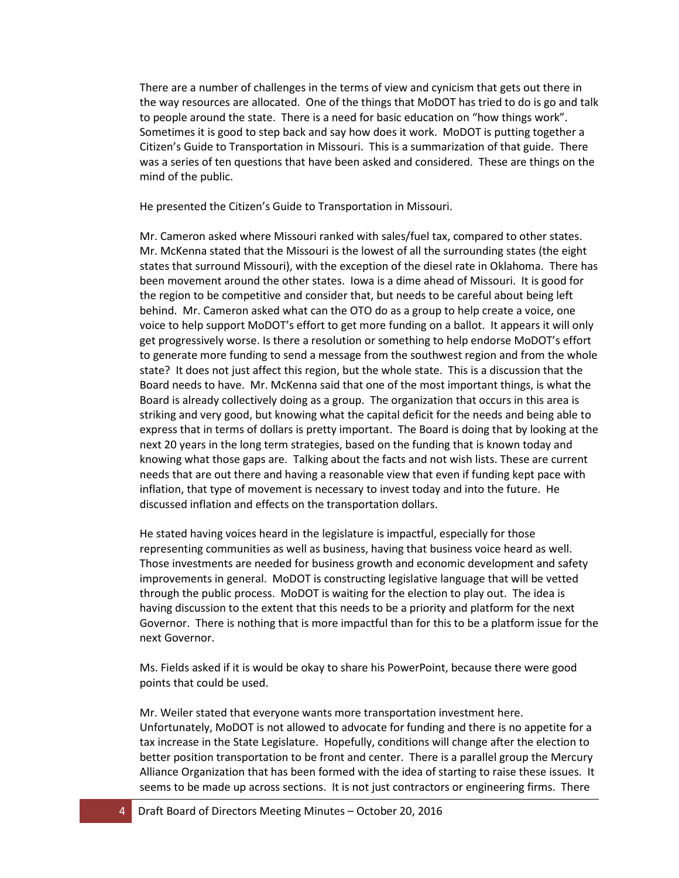There are a number of challenges in the terms of view and cynicism that gets out there in the way resources are allocated. One of the things that MoDOT has tried to do is go and talk to people around the state. There is a need for basic education on "how things work". Sometimes it is good to step back and say how does it work. MoDOT is putting together a Citizen's Guide to Transportation in Missouri. This is a summarization of that guide. There was a series of ten questions that have been asked and considered. These are things on the mind of the public.

He presented the Citizen's Guide to Transportation in Missouri.

Mr. Cameron asked where Missouri ranked with sales/fuel tax, compared to other states. Mr. McKenna stated that the Missouri is the lowest of all the surrounding states (the eight states that surround Missouri), with the exception of the diesel rate in Oklahoma. There has been movement around the other states. Iowa is a dime ahead of Missouri. It is good for the region to be competitive and consider that, but needs to be careful about being left behind. Mr. Cameron asked what can the OTO do as a group to help create a voice, one voice to help support MoDOT's effort to get more funding on a ballot. It appears it will only get progressively worse. Is there a resolution or something to help endorse MoDOT's effort to generate more funding to send a message from the southwest region and from the whole state? It does not just affect this region, but the whole state. This is a discussion that the Board needs to have. Mr. McKenna said that one of the most important things, is what the Board is already collectively doing as a group. The organization that occurs in this area is striking and very good, but knowing what the capital deficit for the needs and being able to express that in terms of dollars is pretty important. The Board is doing that by looking at the next 20 years in the long term strategies, based on the funding that is known today and knowing what those gaps are. Talking about the facts and not wish lists. These are current needs that are out there and having a reasonable view that even if funding kept pace with inflation, that type of movement is necessary to invest today and into the future. He discussed inflation and effects on the transportation dollars.

He stated having voices heard in the legislature is impactful, especially for those representing communities as well as business, having that business voice heard as well. Those investments are needed for business growth and economic development and safety improvements in general. MoDOT is constructing legislative language that will be vetted through the public process. MoDOT is waiting for the election to play out. The idea is having discussion to the extent that this needs to be a priority and platform for the next Governor. There is nothing that is more impactful than for this to be a platform issue for the next Governor.

Ms. Fields asked if it is would be okay to share his PowerPoint, because there were good points that could be used.

Mr. Weiler stated that everyone wants more transportation investment here. Unfortunately, MoDOT is not allowed to advocate for funding and there is no appetite for a tax increase in the State Legislature. Hopefully, conditions will change after the election to better position transportation to be front and center. There is a parallel group the Mercury Alliance Organization that has been formed with the idea of starting to raise these issues. It seems to be made up across sections. It is not just contractors or engineering firms. There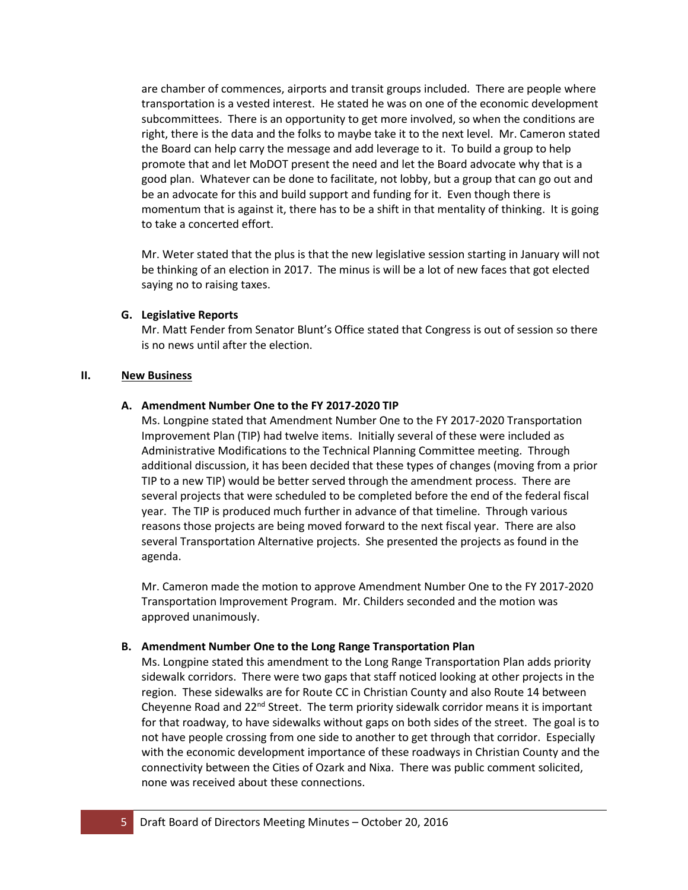are chamber of commences, airports and transit groups included. There are people where transportation is a vested interest. He stated he was on one of the economic development subcommittees. There is an opportunity to get more involved, so when the conditions are right, there is the data and the folks to maybe take it to the next level. Mr. Cameron stated the Board can help carry the message and add leverage to it. To build a group to help promote that and let MoDOT present the need and let the Board advocate why that is a good plan. Whatever can be done to facilitate, not lobby, but a group that can go out and be an advocate for this and build support and funding for it. Even though there is momentum that is against it, there has to be a shift in that mentality of thinking. It is going to take a concerted effort.

Mr. Weter stated that the plus is that the new legislative session starting in January will not be thinking of an election in 2017. The minus is will be a lot of new faces that got elected saying no to raising taxes.

**G. Legislative Reports**

Mr. Matt Fender from Senator Blunt's Office stated that Congress is out of session so there is no news until after the election.

## II. New Business

**A. Amendment Number One to the FY 2017-2020 TIP**

Ms. Longpine stated that Amendment Number One to the FY 2017-2020 Transportation Improvement Plan (TIP) had twelve items. Initially several of these were included as Administrative Modifications to the Technical Planning Committee meeting. Through additional discussion, it has been decided that these types of changes (moving from a prior TIP to a new TIP) would be better served through the amendment process. There are several projects that were scheduled to be completed before the end of the federal fiscal year. The TIP is produced much further in advance of that timeline. Through various reasons those projects are being moved forward to the next fiscal year. There are also several Transportation Alternative projects. She presented the projects as found in the agenda.

Mr. Cameron made the motion to approve Amendment Number One to the FY 2017-2020 Transportation Improvement Program. Mr. Childers seconded and the motion was approved unanimously.

**B. Amendment Number One to the Long Range Transportation Plan**

Ms. Longpine stated this amendment to the Long Range Transportation Plan adds priority sidewalk corridors. There were two gaps that staff noticed looking at other projects in the region. These sidewalks are for Route CC in Christian County and also Route 14 between Cheyenne Road and 22nd Street. The term priority sidewalk corridor means it is important for that roadway, to have sidewalks without gaps on both sides of the street. The goal is to not have people crossing from one side to another to get through that corridor. Especially with the economic development importance of these roadways in Christian County and the connectivity between the Cities of Ozark and Nixa. There was public comment solicited, none was received about these connections.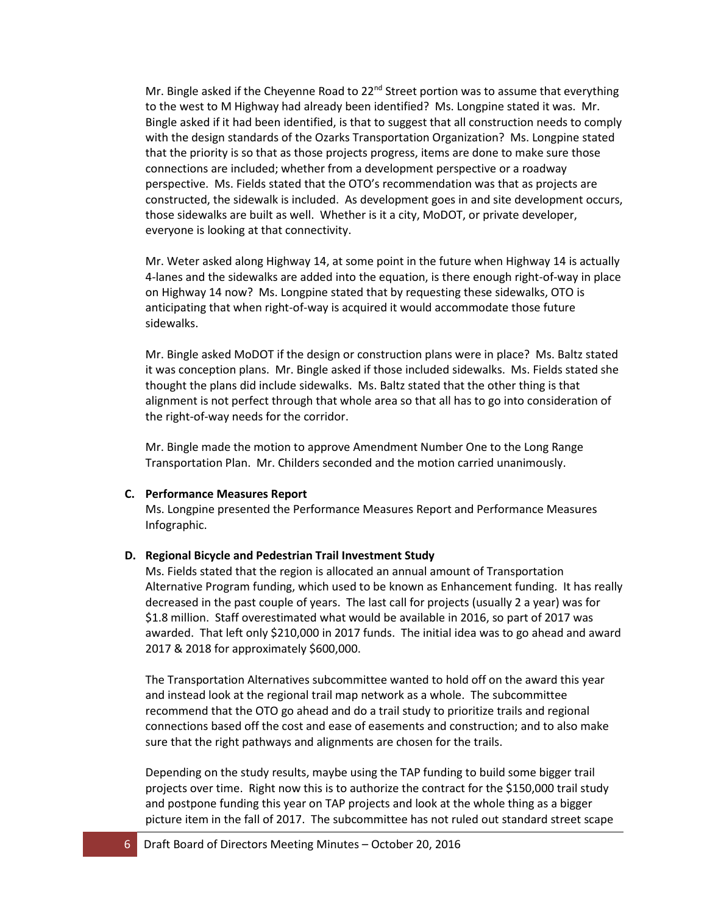Mr. Bingle asked if the Cheyenne Road to 22nd Street portion was to assume that everything to the west to M Highway had already been identified? Ms. Longpine stated it was. Mr. Bingle asked if it had been identified, is that to suggest that all construction needs to comply with the design standards of the Ozarks Transportation Organization? Ms. Longpine stated that the priority is so that as those projects progress, items are done to make sure those connections are included; whether from a development perspective or a roadway perspective. Ms. Fields stated that the OTO's recommendation was that as projects are constructed, the sidewalk is included. As development goes in and site development occurs, those sidewalks are built as well. Whether is it a city, MoDOT, or private developer, everyone is looking at that connectivity.

Mr. Weter asked along Highway 14, at some point in the future when Highway 14 is actually 4-lanes and the sidewalks are added into the equation, is there enough right-of-way in place on Highway 14 now? Ms. Longpine stated that by requesting these sidewalks, OTO is anticipating that when right-of-way is acquired it would accommodate those future sidewalks.

Mr. Bingle asked MoDOT if the design or construction plans were in place? Ms. Baltz stated it was conception plans. Mr. Bingle asked if those included sidewalks. Ms. Fields stated she thought the plans did include sidewalks. Ms. Baltz stated that the other thing is that alignment is not perfect through that whole area so that all has to go into consideration of the right-of-way needs for the corridor.

Mr. Bingle made the motion to approve Amendment Number One to the Long Range Transportation Plan. Mr. Childers seconded and the motion carried unanimously.

**C. Performance Measures Report**

Ms. Longpine presented the Performance Measures Report and Performance Measures Infographic.

**D. Regional Bicycle and Pedestrian Trail Investment Study**

Ms. Fields stated that the region is allocated an annual amount of Transportation Alternative Program funding, which used to be known as Enhancement funding. It has really decreased in the past couple of years. The last call for projects (usually 2 a year) was for $1.8 million. Staff overestimated what would be available in 2016, so part of 2017 was awarded. That left only $210,000 in 2017 funds. The initial idea was to go ahead and award 2017 & 2018 for approximately $600,000.

The Transportation Alternatives subcommittee wanted to hold off on the award this year and instead look at the regional trail map network as a whole. The subcommittee recommend that the OTO go ahead and do a trail study to prioritize trails and regional connections based off the cost and ease of easements and construction; and to also make sure that the right pathways and alignments are chosen for the trails.

Depending on the study results, maybe using the TAP funding to build some bigger trail projects over time. Right now this is to authorize the contract for the $150,000 trail study and postpone funding this year on TAP projects and look at the whole thing as a bigger picture item in the fall of 2017. The subcommittee has not ruled out standard street scape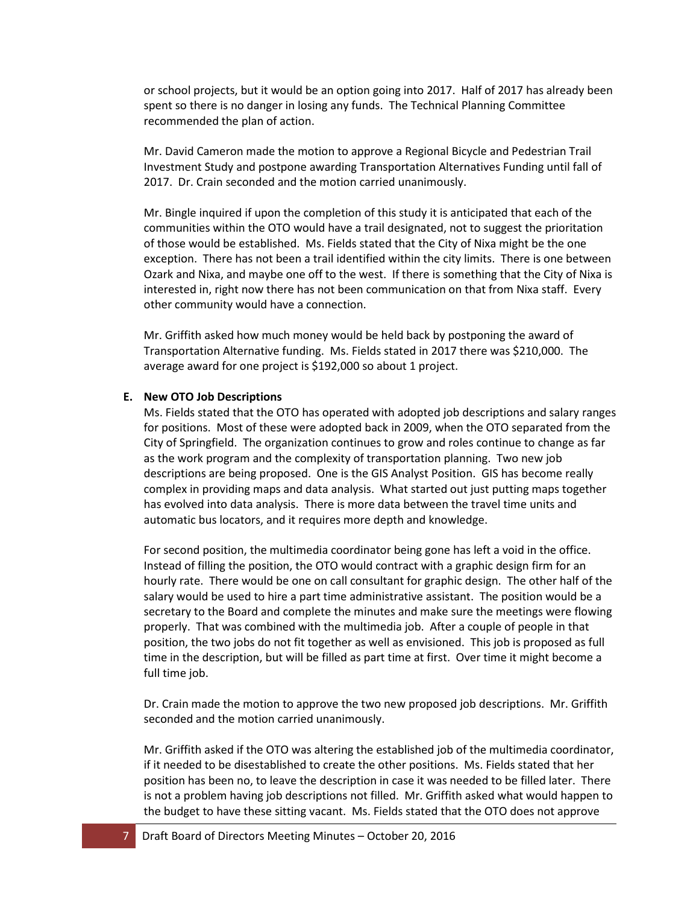or school projects, but it would be an option going into 2017. Half of 2017 has already been spent so there is no danger in losing any funds. The Technical Planning Committee recommended the plan of action.

Mr. David Cameron made the motion to approve a Regional Bicycle and Pedestrian Trail Investment Study and postpone awarding Transportation Alternatives Funding until fall of 2017. Dr. Crain seconded and the motion carried unanimously.

Mr. Bingle inquired if upon the completion of this study it is anticipated that each of the communities within the OTO would have a trail designated, not to suggest the prioritation of those would be established. Ms. Fields stated that the City of Nixa might be the one exception. There has not been a trail identified within the city limits. There is one between Ozark and Nixa, and maybe one off to the west. If there is something that the City of Nixa is interested in, right now there has not been communication on that from Nixa staff. Every other community would have a connection.

Mr. Griffith asked how much money would be held back by postponing the award of Transportation Alternative funding. Ms. Fields stated in 2017 there was $210,000. The average award for one project is $192,000 so about 1 project.

**E. New OTO Job Descriptions**

Ms. Fields stated that the OTO has operated with adopted job descriptions and salary ranges for positions. Most of these were adopted back in 2009, when the OTO separated from the City of Springfield. The organization continues to grow and roles continue to change as far as the work program and the complexity of transportation planning. Two new job descriptions are being proposed. One is the GIS Analyst Position. GIS has become really complex in providing maps and data analysis. What started out just putting maps together has evolved into data analysis. There is more data between the travel time units and automatic bus locators, and it requires more depth and knowledge.

For second position, the multimedia coordinator being gone has left a void in the office. Instead of filling the position, the OTO would contract with a graphic design firm for an hourly rate. There would be one on call consultant for graphic design. The other half of the salary would be used to hire a part time administrative assistant. The position would be a secretary to the Board and complete the minutes and make sure the meetings were flowing properly. That was combined with the multimedia job. After a couple of people in that position, the two jobs do not fit together as well as envisioned. This job is proposed as full time in the description, but will be filled as part time at first. Over time it might become a full time job.

Dr. Crain made the motion to approve the two new proposed job descriptions. Mr. Griffith seconded and the motion carried unanimously.

Mr. Griffith asked if the OTO was altering the established job of the multimedia coordinator, if it needed to be disestablished to create the other positions. Ms. Fields stated that her position has been no, to leave the description in case it was needed to be filled later. There is not a problem having job descriptions not filled. Mr. Griffith asked what would happen to the budget to have these sitting vacant. Ms. Fields stated that the OTO does not approve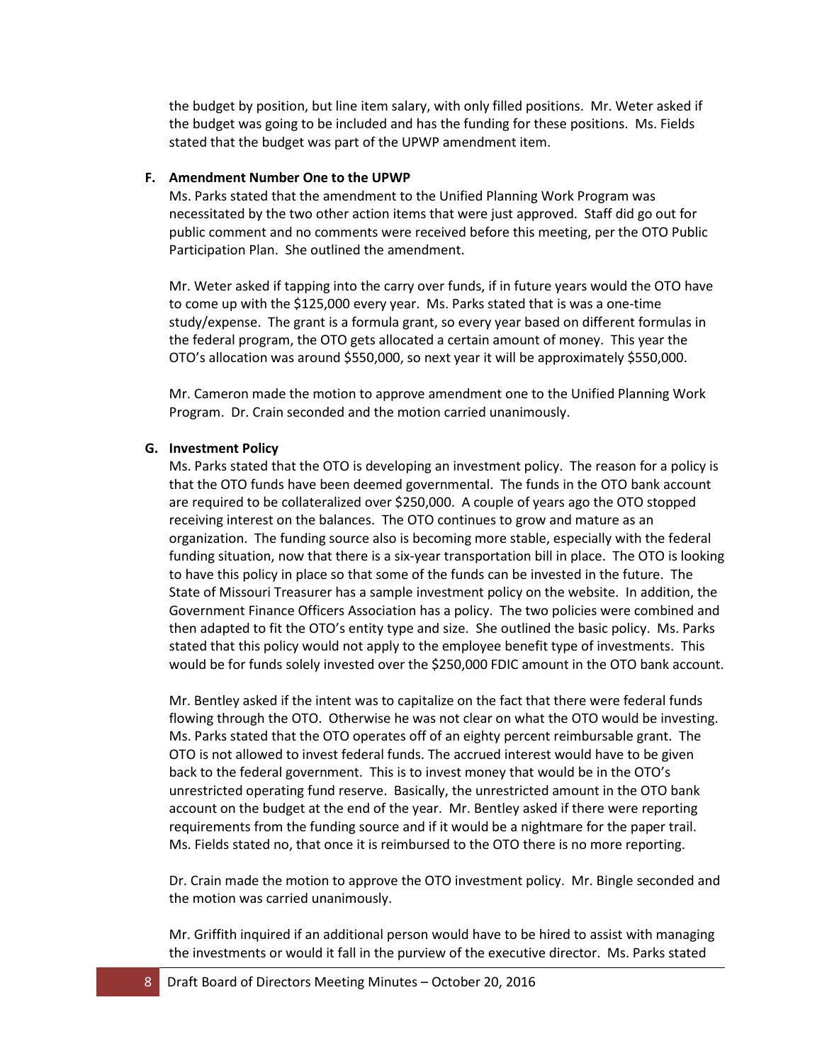the budget by position, but line item salary, with only filled positions. Mr. Weter asked if the budget was going to be included and has the funding for these positions. Ms. Fields stated that the budget was part of the UPWP amendment item.

**F. Amendment Number One to the UPWP**

Ms. Parks stated that the amendment to the Unified Planning Work Program was necessitated by the two other action items that were just approved. Staff did go out for public comment and no comments were received before this meeting, per the OTO Public Participation Plan. She outlined the amendment.

Mr. Weter asked if tapping into the carry over funds, if in future years would the OTO have to come up with the $125,000 every year. Ms. Parks stated that is was a one-time study/expense. The grant is a formula grant, so every year based on different formulas in the federal program, the OTO gets allocated a certain amount of money. This year the OTO's allocation was around $550,000, so next year it will be approximately $550,000.

Mr. Cameron made the motion to approve amendment one to the Unified Planning Work Program. Dr. Crain seconded and the motion carried unanimously.

**G. Investment Policy**

Ms. Parks stated that the OTO is developing an investment policy. The reason for a policy is that the OTO funds have been deemed governmental. The funds in the OTO bank account are required to be collateralized over $250,000. A couple of years ago the OTO stopped receiving interest on the balances. The OTO continues to grow and mature as an organization. The funding source also is becoming more stable, especially with the federal funding situation, now that there is a six-year transportation bill in place. The OTO is looking to have this policy in place so that some of the funds can be invested in the future. The State of Missouri Treasurer has a sample investment policy on the website. In addition, the Government Finance Officers Association has a policy. The two policies were combined and then adapted to fit the OTO's entity type and size. She outlined the basic policy. Ms. Parks stated that this policy would not apply to the employee benefit type of investments. This would be for funds solely invested over the $250,000 FDIC amount in the OTO bank account.

Mr. Bentley asked if the intent was to capitalize on the fact that there were federal funds flowing through the OTO. Otherwise he was not clear on what the OTO would be investing. Ms. Parks stated that the OTO operates off of an eighty percent reimbursable grant. The OTO is not allowed to invest federal funds. The accrued interest would have to be given back to the federal government. This is to invest money that would be in the OTO's unrestricted operating fund reserve. Basically, the unrestricted amount in the OTO bank account on the budget at the end of the year. Mr. Bentley asked if there were reporting requirements from the funding source and if it would be a nightmare for the paper trail. Ms. Fields stated no, that once it is reimbursed to the OTO there is no more reporting.

Dr. Crain made the motion to approve the OTO investment policy. Mr. Bingle seconded and the motion was carried unanimously.

Mr. Griffith inquired if an additional person would have to be hired to assist with managing the investments or would it fall in the purview of the executive director. Ms. Parks stated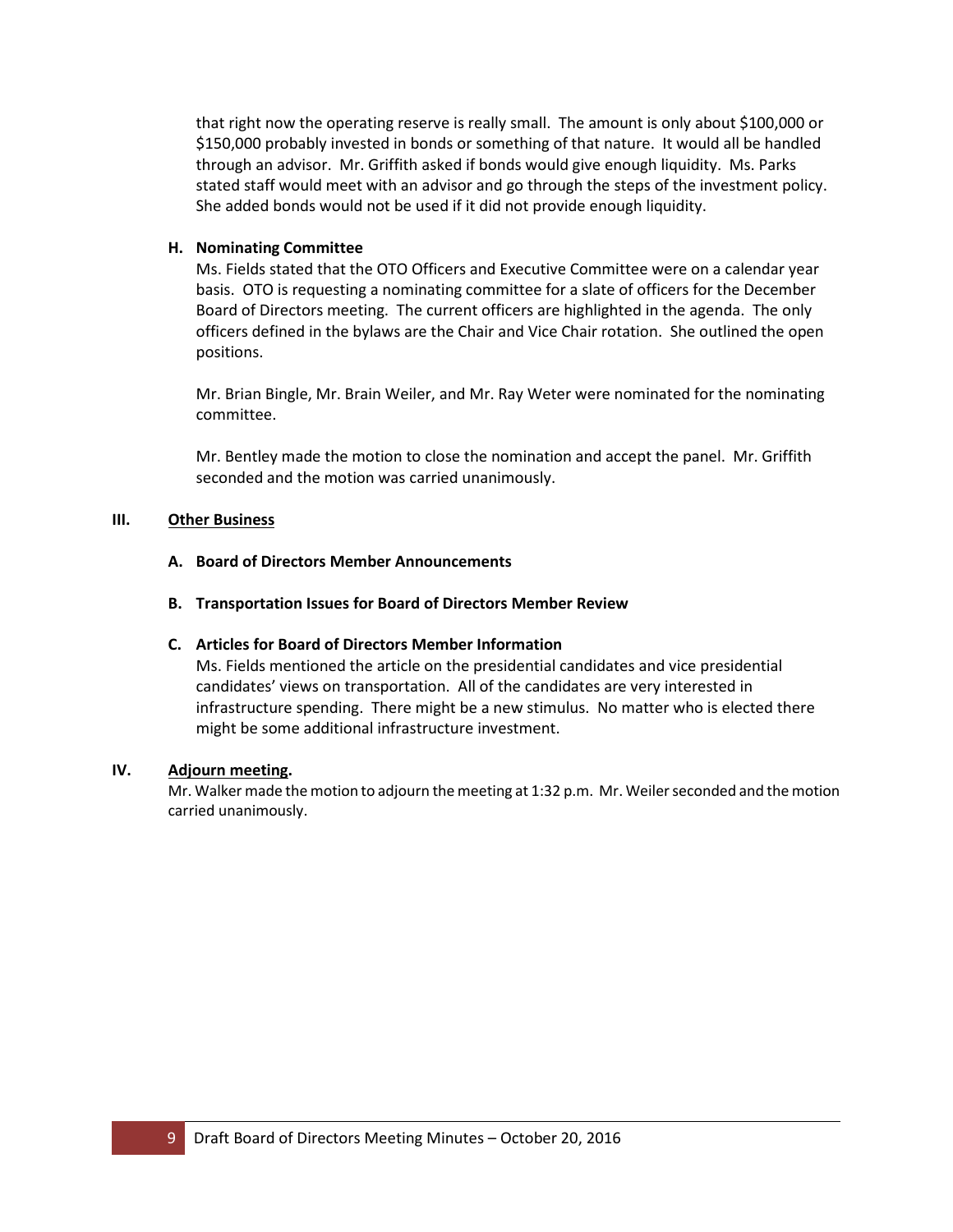that right now the operating reserve is really small. The amount is only about $100,000 or $150,000 probably invested in bonds or something of that nature. It would all be handled through an advisor. Mr. Griffith asked if bonds would give enough liquidity. Ms. Parks stated staff would meet with an advisor and go through the steps of the investment policy. She added bonds would not be used if it did not provide enough liquidity.

**H. Nominating Committee**

Ms. Fields stated that the OTO Officers and Executive Committee were on a calendar year basis. OTO is requesting a nominating committee for a slate of officers for the December Board of Directors meeting. The current officers are highlighted in the agenda. The only officers defined in the bylaws are the Chair and Vice Chair rotation. She outlined the open positions.

Mr. Brian Bingle, Mr. Brain Weiler, and Mr. Ray Weter were nominated for the nominating committee.

Mr. Bentley made the motion to close the nomination and accept the panel. Mr. Griffith seconded and the motion was carried unanimously.

## III. Other Business

**A. Board of Directors Member Announcements**

**B. Transportation Issues for Board of Directors Member Review**

**C. Articles for Board of Directors Member Information**

Ms. Fields mentioned the article on the presidential candidates and vice presidential candidates' views on transportation. All of the candidates are very interested in infrastructure spending. There might be a new stimulus. No matter who is elected there might be some additional infrastructure investment.

## IV. Adjourn meeting.

Mr. Walker made the motion to adjourn the meeting at 1:32 p.m. Mr. Weiler seconded and the motion carried unanimously.